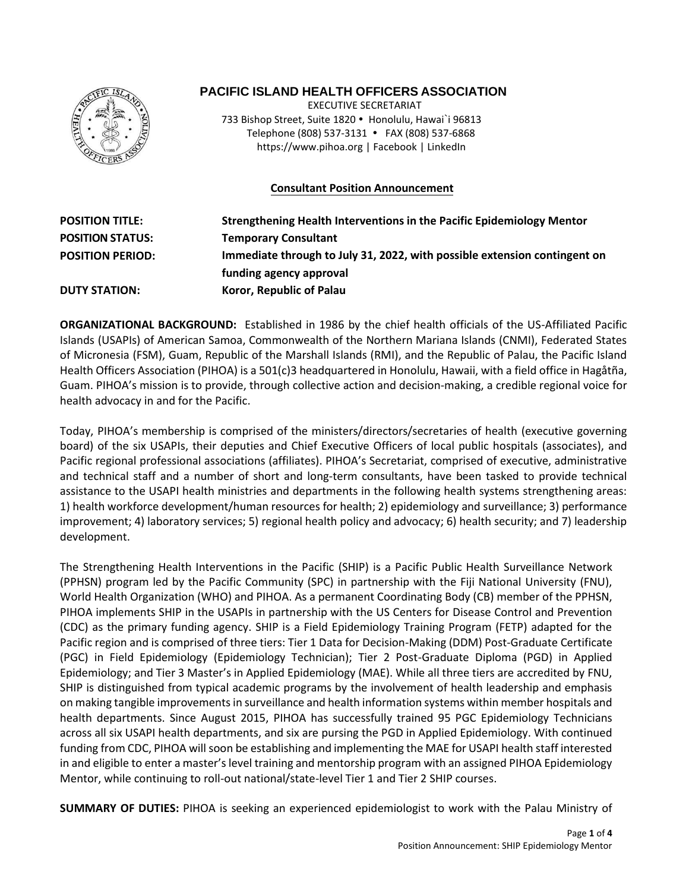# PACIFIC ISLAND HEALTH OFFICERS ASSOCIATION

EXECUTIVE SECRETARIAT
733 Bishop Street, Suite 1820 • Honolulu, Hawai`i 96813
Telephone (808) 537-3131 • FAX (808) 537-6868
https://www.pihoa.org | Facebook | LinkedIn

## Consultant Position Announcement

| | |
|---|---|
| **POSITION TITLE:** | **Strengthening Health Interventions in the Pacific Epidemiology Mentor** |
| **POSITION STATUS:** | **Temporary Consultant** |
| **POSITION PERIOD:** | **Immediate through to July 31, 2022, with possible extension contingent on funding agency approval** |
| **DUTY STATION:** | **Koror, Republic of Palau** |

**ORGANIZATIONAL BACKGROUND:** Established in 1986 by the chief health officials of the US-Affiliated Pacific Islands (USAPIs) of American Samoa, Commonwealth of the Northern Mariana Islands (CNMI), Federated States of Micronesia (FSM), Guam, Republic of the Marshall Islands (RMI), and the Republic of Palau, the Pacific Island Health Officers Association (PIHOA) is a 501(c)3 headquartered in Honolulu, Hawaii, with a field office in Hagåtña, Guam. PIHOA's mission is to provide, through collective action and decision-making, a credible regional voice for health advocacy in and for the Pacific.

Today, PIHOA's membership is comprised of the ministers/directors/secretaries of health (executive governing board) of the six USAPIs, their deputies and Chief Executive Officers of local public hospitals (associates), and Pacific regional professional associations (affiliates). PIHOA's Secretariat, comprised of executive, administrative and technical staff and a number of short and long-term consultants, have been tasked to provide technical assistance to the USAPI health ministries and departments in the following health systems strengthening areas: 1) health workforce development/human resources for health; 2) epidemiology and surveillance; 3) performance improvement; 4) laboratory services; 5) regional health policy and advocacy; 6) health security; and 7) leadership development.

The Strengthening Health Interventions in the Pacific (SHIP) is a Pacific Public Health Surveillance Network (PPHSN) program led by the Pacific Community (SPC) in partnership with the Fiji National University (FNU), World Health Organization (WHO) and PIHOA. As a permanent Coordinating Body (CB) member of the PPHSN, PIHOA implements SHIP in the USAPIs in partnership with the US Centers for Disease Control and Prevention (CDC) as the primary funding agency. SHIP is a Field Epidemiology Training Program (FETP) adapted for the Pacific region and is comprised of three tiers: Tier 1 Data for Decision-Making (DDM) Post-Graduate Certificate (PGC) in Field Epidemiology (Epidemiology Technician); Tier 2 Post-Graduate Diploma (PGD) in Applied Epidemiology; and Tier 3 Master's in Applied Epidemiology (MAE). While all three tiers are accredited by FNU, SHIP is distinguished from typical academic programs by the involvement of health leadership and emphasis on making tangible improvements in surveillance and health information systems within member hospitals and health departments. Since August 2015, PIHOA has successfully trained 95 PGC Epidemiology Technicians across all six USAPI health departments, and six are pursuing the PGD in Applied Epidemiology. With continued funding from CDC, PIHOA will soon be establishing and implementing the MAE for USAPI health staff interested in and eligible to enter a master's level training and mentorship program with an assigned PIHOA Epidemiology Mentor, while continuing to roll-out national/state-level Tier 1 and Tier 2 SHIP courses.

**SUMMARY OF DUTIES:** PIHOA is seeking an experienced epidemiologist to work with the Palau Ministry of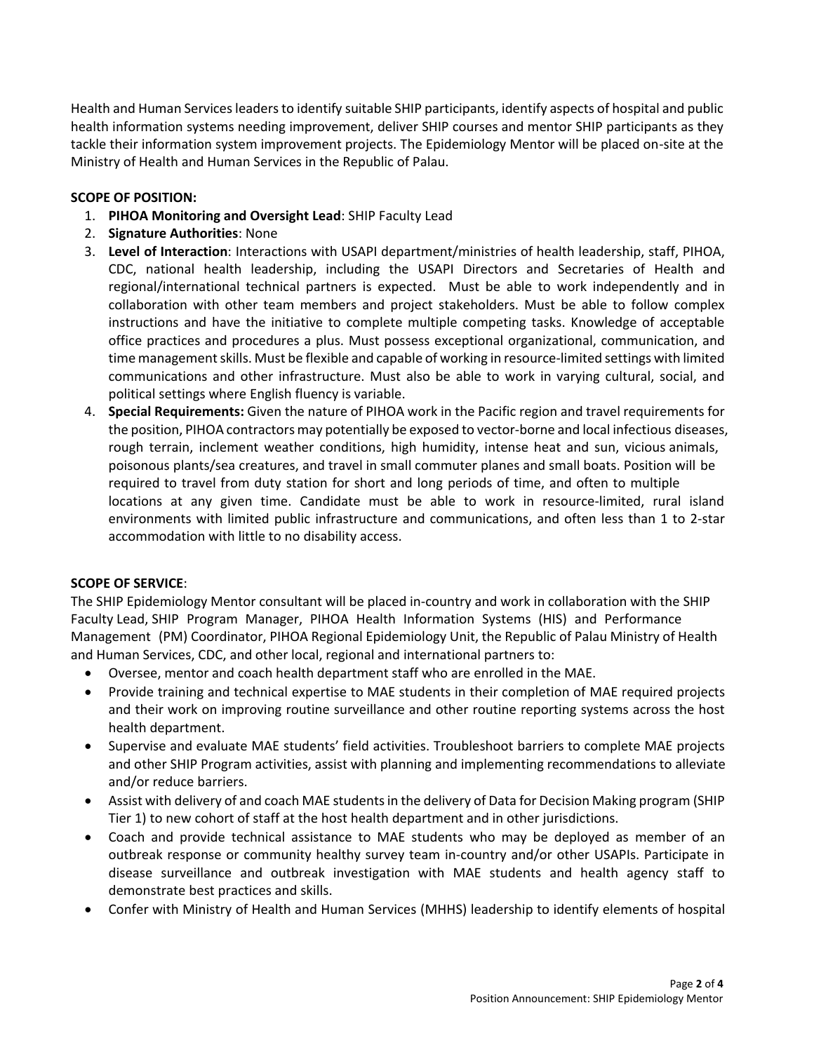Health and Human Services leaders to identify suitable SHIP participants, identify aspects of hospital and public health information systems needing improvement, deliver SHIP courses and mentor SHIP participants as they tackle their information system improvement projects. The Epidemiology Mentor will be placed on-site at the Ministry of Health and Human Services in the Republic of Palau.

**SCOPE OF POSITION:**

1. **PIHOA Monitoring and Oversight Lead**: SHIP Faculty Lead
2. **Signature Authorities**: None
3. **Level of Interaction**: Interactions with USAPI department/ministries of health leadership, staff, PIHOA, CDC, national health leadership, including the USAPI Directors and Secretaries of Health and regional/international technical partners is expected. Must be able to work independently and in collaboration with other team members and project stakeholders. Must be able to follow complex instructions and have the initiative to complete multiple competing tasks. Knowledge of acceptable office practices and procedures a plus. Must possess exceptional organizational, communication, and time management skills. Must be flexible and capable of working in resource-limited settings with limited communications and other infrastructure. Must also be able to work in varying cultural, social, and political settings where English fluency is variable.
4. **Special Requirements:** Given the nature of PIHOA work in the Pacific region and travel requirements for the position, PIHOA contractors may potentially be exposed to vector-borne and local infectious diseases, rough terrain, inclement weather conditions, high humidity, intense heat and sun, vicious animals, poisonous plants/sea creatures, and travel in small commuter planes and small boats. Position will be required to travel from duty station for short and long periods of time, and often to multiple locations at any given time. Candidate must be able to work in resource-limited, rural island environments with limited public infrastructure and communications, and often less than 1 to 2-star accommodation with little to no disability access.

**SCOPE OF SERVICE**:

The SHIP Epidemiology Mentor consultant will be placed in-country and work in collaboration with the SHIP Faculty Lead, SHIP Program Manager, PIHOA Health Information Systems (HIS) and Performance Management (PM) Coordinator, PIHOA Regional Epidemiology Unit, the Republic of Palau Ministry of Health and Human Services, CDC, and other local, regional and international partners to:

- Oversee, mentor and coach health department staff who are enrolled in the MAE.
- Provide training and technical expertise to MAE students in their completion of MAE required projects and their work on improving routine surveillance and other routine reporting systems across the host health department.
- Supervise and evaluate MAE students' field activities. Troubleshoot barriers to complete MAE projects and other SHIP Program activities, assist with planning and implementing recommendations to alleviate and/or reduce barriers.
- Assist with delivery of and coach MAE students in the delivery of Data for Decision Making program (SHIP Tier 1) to new cohort of staff at the host health department and in other jurisdictions.
- Coach and provide technical assistance to MAE students who may be deployed as member of an outbreak response or community healthy survey team in-country and/or other USAPIs. Participate in disease surveillance and outbreak investigation with MAE students and health agency staff to demonstrate best practices and skills.
- Confer with Ministry of Health and Human Services (MHHS) leadership to identify elements of hospital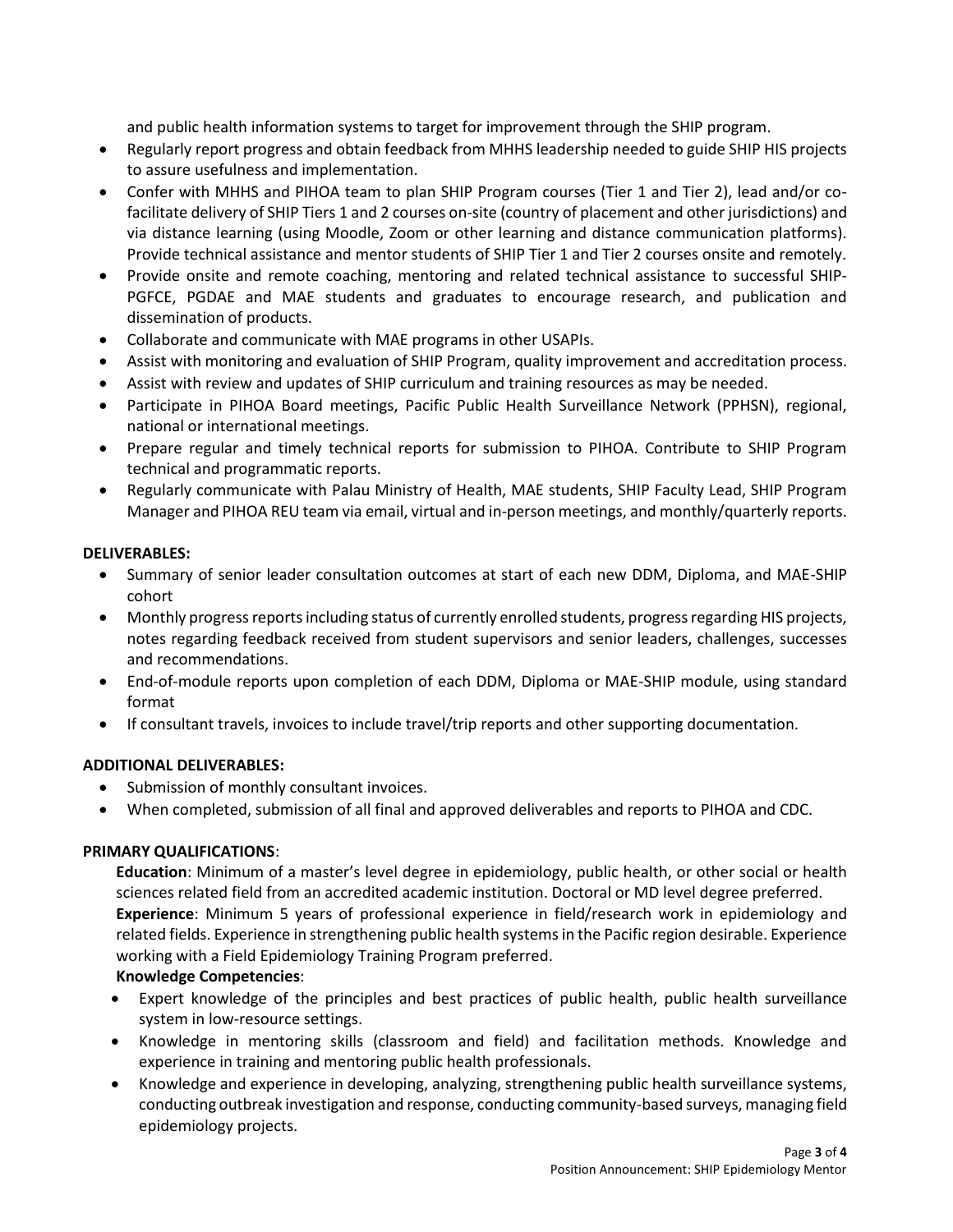and public health information systems to target for improvement through the SHIP program.

- Regularly report progress and obtain feedback from MHHS leadership needed to guide SHIP HIS projects to assure usefulness and implementation.
- Confer with MHHS and PIHOA team to plan SHIP Program courses (Tier 1 and Tier 2), lead and/or co-facilitate delivery of SHIP Tiers 1 and 2 courses on-site (country of placement and other jurisdictions) and via distance learning (using Moodle, Zoom or other learning and distance communication platforms). Provide technical assistance and mentor students of SHIP Tier 1 and Tier 2 courses onsite and remotely.
- Provide onsite and remote coaching, mentoring and related technical assistance to successful SHIP-PGFCE, PGDAE and MAE students and graduates to encourage research, and publication and dissemination of products.
- Collaborate and communicate with MAE programs in other USAPIs.
- Assist with monitoring and evaluation of SHIP Program, quality improvement and accreditation process.
- Assist with review and updates of SHIP curriculum and training resources as may be needed.
- Participate in PIHOA Board meetings, Pacific Public Health Surveillance Network (PPHSN), regional, national or international meetings.
- Prepare regular and timely technical reports for submission to PIHOA. Contribute to SHIP Program technical and programmatic reports.
- Regularly communicate with Palau Ministry of Health, MAE students, SHIP Faculty Lead, SHIP Program Manager and PIHOA REU team via email, virtual and in-person meetings, and monthly/quarterly reports.

**DELIVERABLES:**

- Summary of senior leader consultation outcomes at start of each new DDM, Diploma, and MAE-SHIP cohort
- Monthly progress reports including status of currently enrolled students, progress regarding HIS projects, notes regarding feedback received from student supervisors and senior leaders, challenges, successes and recommendations.
- End-of-module reports upon completion of each DDM, Diploma or MAE-SHIP module, using standard format
- If consultant travels, invoices to include travel/trip reports and other supporting documentation.

**ADDITIONAL DELIVERABLES:**

- Submission of monthly consultant invoices.
- When completed, submission of all final and approved deliverables and reports to PIHOA and CDC.

**PRIMARY QUALIFICATIONS**:

**Education**: Minimum of a master's level degree in epidemiology, public health, or other social or health sciences related field from an accredited academic institution. Doctoral or MD level degree preferred.

**Experience**: Minimum 5 years of professional experience in field/research work in epidemiology and related fields. Experience in strengthening public health systems in the Pacific region desirable. Experience working with a Field Epidemiology Training Program preferred.

**Knowledge Competencies**:

- Expert knowledge of the principles and best practices of public health, public health surveillance system in low-resource settings.
- Knowledge in mentoring skills (classroom and field) and facilitation methods. Knowledge and experience in training and mentoring public health professionals.
- Knowledge and experience in developing, analyzing, strengthening public health surveillance systems, conducting outbreak investigation and response, conducting community-based surveys, managing field epidemiology projects.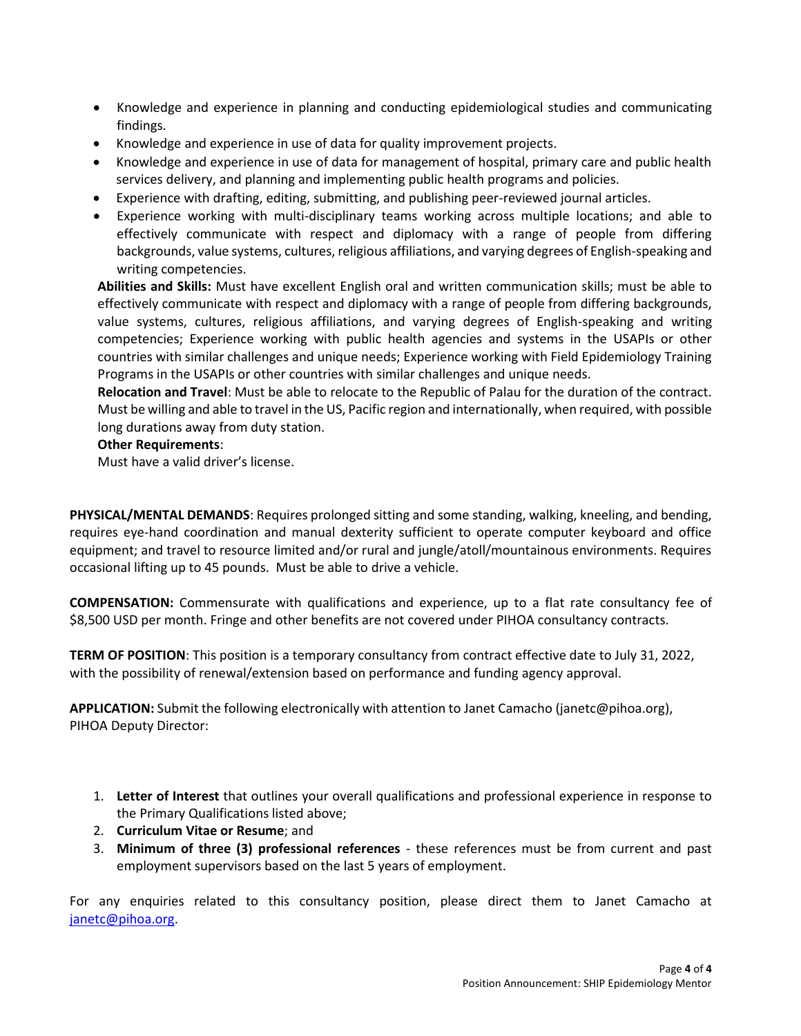- Knowledge and experience in planning and conducting epidemiological studies and communicating findings.
- Knowledge and experience in use of data for quality improvement projects.
- Knowledge and experience in use of data for management of hospital, primary care and public health services delivery, and planning and implementing public health programs and policies.
- Experience with drafting, editing, submitting, and publishing peer-reviewed journal articles.
- Experience working with multi-disciplinary teams working across multiple locations; and able to effectively communicate with respect and diplomacy with a range of people from differing backgrounds, value systems, cultures, religious affiliations, and varying degrees of English-speaking and writing competencies.

**Abilities and Skills:** Must have excellent English oral and written communication skills; must be able to effectively communicate with respect and diplomacy with a range of people from differing backgrounds, value systems, cultures, religious affiliations, and varying degrees of English-speaking and writing competencies; Experience working with public health agencies and systems in the USAPIs or other countries with similar challenges and unique needs; Experience working with Field Epidemiology Training Programs in the USAPIs or other countries with similar challenges and unique needs.

**Relocation and Travel**: Must be able to relocate to the Republic of Palau for the duration of the contract. Must be willing and able to travel in the US, Pacific region and internationally, when required, with possible long durations away from duty station.

**Other Requirements**:

Must have a valid driver's license.

**PHYSICAL/MENTAL DEMANDS**: Requires prolonged sitting and some standing, walking, kneeling, and bending, requires eye-hand coordination and manual dexterity sufficient to operate computer keyboard and office equipment; and travel to resource limited and/or rural and jungle/atoll/mountainous environments. Requires occasional lifting up to 45 pounds. Must be able to drive a vehicle.

**COMPENSATION:** Commensurate with qualifications and experience, up to a flat rate consultancy fee of $8,500 USD per month. Fringe and other benefits are not covered under PIHOA consultancy contracts.

**TERM OF POSITION**: This position is a temporary consultancy from contract effective date to July 31, 2022, with the possibility of renewal/extension based on performance and funding agency approval.

**APPLICATION:** Submit the following electronically with attention to Janet Camacho (janetc@pihoa.org), PIHOA Deputy Director:

1. **Letter of Interest** that outlines your overall qualifications and professional experience in response to the Primary Qualifications listed above;
2. **Curriculum Vitae or Resume**; and
3. **Minimum of three (3) professional references** - these references must be from current and past employment supervisors based on the last 5 years of employment.

For any enquiries related to this consultancy position, please direct them to Janet Camacho at janetc@pihoa.org.